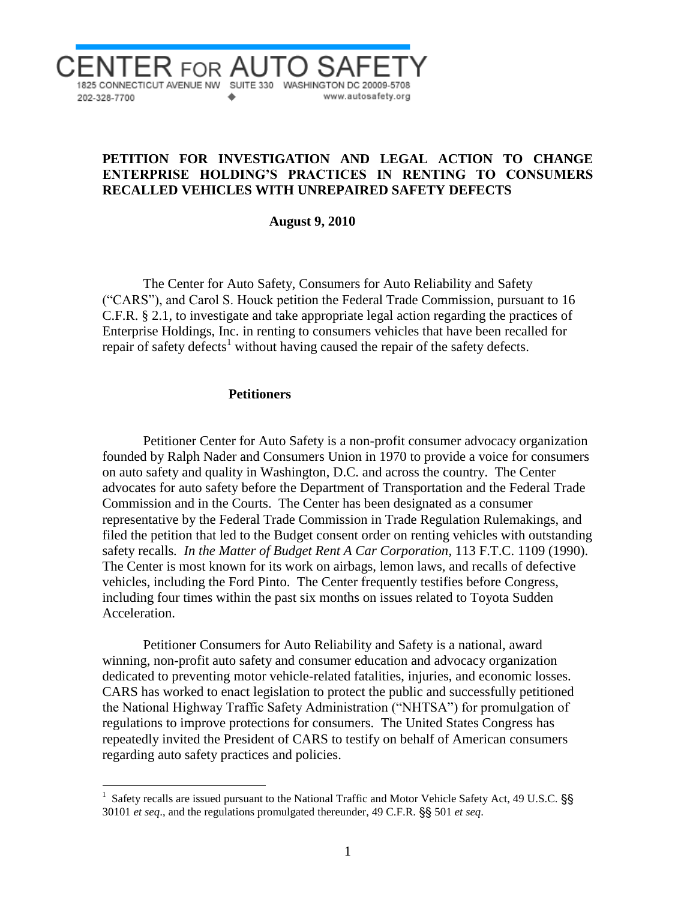# CENTER FOR AUTO SAFETY

1825 CONNECTICUT AVENUE NW SUITE 330 WASHINGTON DC 20009-5708
202-328-7700 ◆ www.autosafety.org

## PETITION FOR INVESTIGATION AND LEGAL ACTION TO CHANGE ENTERPRISE HOLDING'S PRACTICES IN RENTING TO CONSUMERS RECALLED VEHICLES WITH UNREPAIRED SAFETY DEFECTS

**August 9, 2010**

The Center for Auto Safety, Consumers for Auto Reliability and Safety ("CARS"), and Carol S. Houck petition the Federal Trade Commission, pursuant to 16 C.F.R. § 2.1, to investigate and take appropriate legal action regarding the practices of Enterprise Holdings, Inc. in renting to consumers vehicles that have been recalled for repair of safety defects[1] without having caused the repair of the safety defects.

### Petitioners

Petitioner Center for Auto Safety is a non-profit consumer advocacy organization founded by Ralph Nader and Consumers Union in 1970 to provide a voice for consumers on auto safety and quality in Washington, D.C. and across the country. The Center advocates for auto safety before the Department of Transportation and the Federal Trade Commission and in the Courts. The Center has been designated as a consumer representative by the Federal Trade Commission in Trade Regulation Rulemakings, and filed the petition that led to the Budget consent order on renting vehicles with outstanding safety recalls. *In the Matter of Budget Rent A Car Corporation*, 113 F.T.C. 1109 (1990). The Center is most known for its work on airbags, lemon laws, and recalls of defective vehicles, including the Ford Pinto. The Center frequently testifies before Congress, including four times within the past six months on issues related to Toyota Sudden Acceleration.

Petitioner Consumers for Auto Reliability and Safety is a national, award winning, non-profit auto safety and consumer education and advocacy organization dedicated to preventing motor vehicle-related fatalities, injuries, and economic losses. CARS has worked to enact legislation to protect the public and successfully petitioned the National Highway Traffic Safety Administration ("NHTSA") for promulgation of regulations to improve protections for consumers. The United States Congress has repeatedly invited the President of CARS to testify on behalf of American consumers regarding auto safety practices and policies.

[1] Safety recalls are issued pursuant to the National Traffic and Motor Vehicle Safety Act, 49 U.S.C. §§ 30101 *et seq*., and the regulations promulgated thereunder, 49 C.F.R. §§ 501 *et seq*.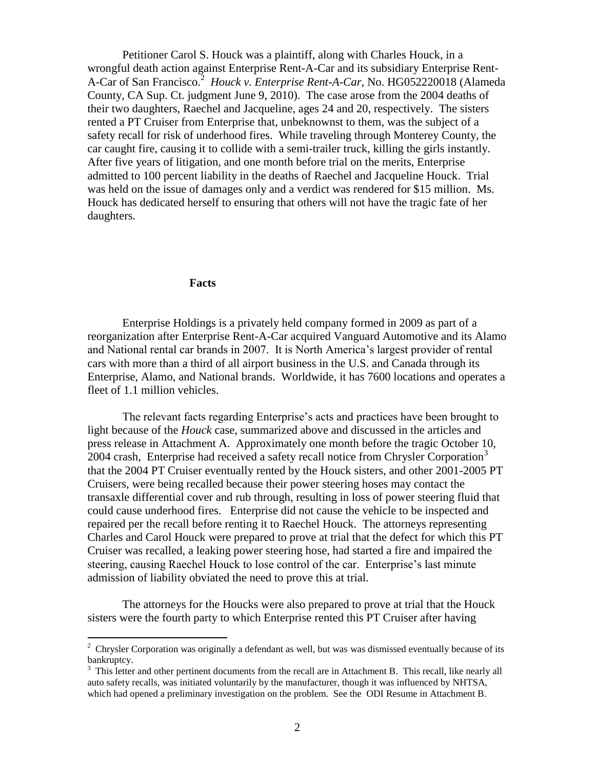Petitioner Carol S. Houck was a plaintiff, along with Charles Houck, in a wrongful death action against Enterprise Rent-A-Car and its subsidiary Enterprise Rent-A-Car of San Francisco.[2] *Houck v. Enterprise Rent-A-Car*, No. HG052220018 (Alameda County, CA Sup. Ct. judgment June 9, 2010). The case arose from the 2004 deaths of their two daughters, Raechel and Jacqueline, ages 24 and 20, respectively. The sisters rented a PT Cruiser from Enterprise that, unbeknownst to them, was the subject of a safety recall for risk of underhood fires. While traveling through Monterey County, the car caught fire, causing it to collide with a semi-trailer truck, killing the girls instantly. After five years of litigation, and one month before trial on the merits, Enterprise admitted to 100 percent liability in the deaths of Raechel and Jacqueline Houck. Trial was held on the issue of damages only and a verdict was rendered for $15 million. Ms. Houck has dedicated herself to ensuring that others will not have the tragic fate of her daughters.

## Facts

Enterprise Holdings is a privately held company formed in 2009 as part of a reorganization after Enterprise Rent-A-Car acquired Vanguard Automotive and its Alamo and National rental car brands in 2007. It is North America's largest provider of rental cars with more than a third of all airport business in the U.S. and Canada through its Enterprise, Alamo, and National brands. Worldwide, it has 7600 locations and operates a fleet of 1.1 million vehicles.

The relevant facts regarding Enterprise's acts and practices have been brought to light because of the *Houck* case, summarized above and discussed in the articles and press release in Attachment A. Approximately one month before the tragic October 10, 2004 crash, Enterprise had received a safety recall notice from Chrysler Corporation[3] that the 2004 PT Cruiser eventually rented by the Houck sisters, and other 2001-2005 PT Cruisers, were being recalled because their power steering hoses may contact the transaxle differential cover and rub through, resulting in loss of power steering fluid that could cause underhood fires. Enterprise did not cause the vehicle to be inspected and repaired per the recall before renting it to Raechel Houck. The attorneys representing Charles and Carol Houck were prepared to prove at trial that the defect for which this PT Cruiser was recalled, a leaking power steering hose, had started a fire and impaired the steering, causing Raechel Houck to lose control of the car. Enterprise's last minute admission of liability obviated the need to prove this at trial.

The attorneys for the Houcks were also prepared to prove at trial that the Houck sisters were the fourth party to which Enterprise rented this PT Cruiser after having

---

[2] Chrysler Corporation was originally a defendant as well, but was was dismissed eventually because of its bankruptcy.

[3] This letter and other pertinent documents from the recall are in Attachment B. This recall, like nearly all auto safety recalls, was initiated voluntarily by the manufacturer, though it was influenced by NHTSA, which had opened a preliminary investigation on the problem. See the ODI Resume in Attachment B.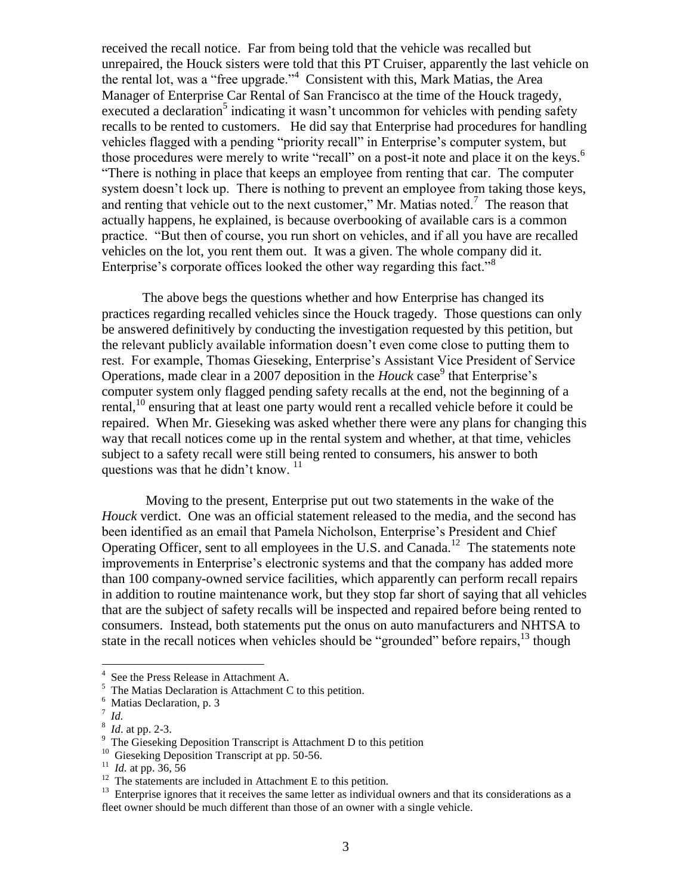received the recall notice. Far from being told that the vehicle was recalled but unrepaired, the Houck sisters were told that this PT Cruiser, apparently the last vehicle on the rental lot, was a "free upgrade."[4] Consistent with this, Mark Matias, the Area Manager of Enterprise Car Rental of San Francisco at the time of the Houck tragedy, executed a declaration[5] indicating it wasn't uncommon for vehicles with pending safety recalls to be rented to customers. He did say that Enterprise had procedures for handling vehicles flagged with a pending "priority recall" in Enterprise's computer system, but those procedures were merely to write "recall" on a post-it note and place it on the keys.[6] "There is nothing in place that keeps an employee from renting that car. The computer system doesn't lock up. There is nothing to prevent an employee from taking those keys, and renting that vehicle out to the next customer," Mr. Matias noted.[7] The reason that actually happens, he explained, is because overbooking of available cars is a common practice. "But then of course, you run short on vehicles, and if all you have are recalled vehicles on the lot, you rent them out. It was a given. The whole company did it. Enterprise's corporate offices looked the other way regarding this fact."[8]

The above begs the questions whether and how Enterprise has changed its practices regarding recalled vehicles since the Houck tragedy. Those questions can only be answered definitively by conducting the investigation requested by this petition, but the relevant publicly available information doesn't even come close to putting them to rest. For example, Thomas Gieseking, Enterprise's Assistant Vice President of Service Operations, made clear in a 2007 deposition in the *Houck* case[9] that Enterprise's computer system only flagged pending safety recalls at the end, not the beginning of a rental,[10] ensuring that at least one party would rent a recalled vehicle before it could be repaired. When Mr. Gieseking was asked whether there were any plans for changing this way that recall notices come up in the rental system and whether, at that time, vehicles subject to a safety recall were still being rented to consumers, his answer to both questions was that he didn't know.[11]

Moving to the present, Enterprise put out two statements in the wake of the *Houck* verdict. One was an official statement released to the media, and the second has been identified as an email that Pamela Nicholson, Enterprise's President and Chief Operating Officer, sent to all employees in the U.S. and Canada.[12] The statements note improvements in Enterprise's electronic systems and that the company has added more than 100 company-owned service facilities, which apparently can perform recall repairs in addition to routine maintenance work, but they stop far short of saying that all vehicles that are the subject of safety recalls will be inspected and repaired before being rented to consumers. Instead, both statements put the onus on auto manufacturers and NHTSA to state in the recall notices when vehicles should be "grounded" before repairs,[13] though

---

[4] See the Press Release in Attachment A.

[5] The Matias Declaration is Attachment C to this petition.

[6] Matias Declaration, p. 3

[7] *Id.*

[8] *Id*. at pp. 2-3.

[9] The Gieseking Deposition Transcript is Attachment D to this petition

[10] Gieseking Deposition Transcript at pp. 50-56.

[11] *Id.* at pp. 36, 56

[12] The statements are included in Attachment E to this petition.

[13] Enterprise ignores that it receives the same letter as individual owners and that its considerations as a fleet owner should be much different than those of an owner with a single vehicle.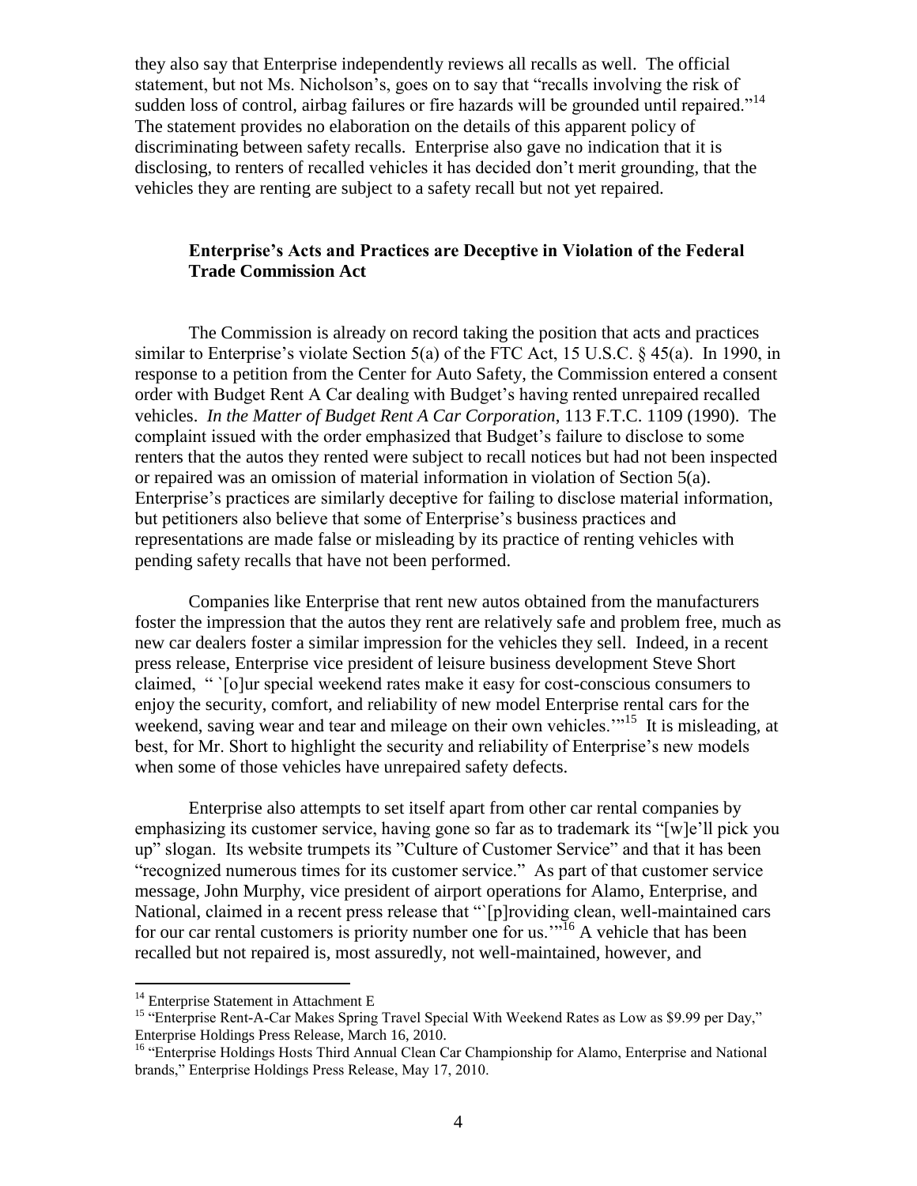they also say that Enterprise independently reviews all recalls as well. The official statement, but not Ms. Nicholson's, goes on to say that "recalls involving the risk of sudden loss of control, airbag failures or fire hazards will be grounded until repaired."[14] The statement provides no elaboration on the details of this apparent policy of discriminating between safety recalls. Enterprise also gave no indication that it is disclosing, to renters of recalled vehicles it has decided don't merit grounding, that the vehicles they are renting are subject to a safety recall but not yet repaired.

**Enterprise's Acts and Practices are Deceptive in Violation of the Federal Trade Commission Act**

The Commission is already on record taking the position that acts and practices similar to Enterprise's violate Section 5(a) of the FTC Act, 15 U.S.C. § 45(a). In 1990, in response to a petition from the Center for Auto Safety, the Commission entered a consent order with Budget Rent A Car dealing with Budget's having rented unrepaired recalled vehicles. *In the Matter of Budget Rent A Car Corporation*, 113 F.T.C. 1109 (1990). The complaint issued with the order emphasized that Budget's failure to disclose to some renters that the autos they rented were subject to recall notices but had not been inspected or repaired was an omission of material information in violation of Section 5(a). Enterprise's practices are similarly deceptive for failing to disclose material information, but petitioners also believe that some of Enterprise's business practices and representations are made false or misleading by its practice of renting vehicles with pending safety recalls that have not been performed.

Companies like Enterprise that rent new autos obtained from the manufacturers foster the impression that the autos they rent are relatively safe and problem free, much as new car dealers foster a similar impression for the vehicles they sell. Indeed, in a recent press release, Enterprise vice president of leisure business development Steve Short claimed, " `[o]ur special weekend rates make it easy for cost-conscious consumers to enjoy the security, comfort, and reliability of new model Enterprise rental cars for the weekend, saving wear and tear and mileage on their own vehicles.'"[15] It is misleading, at best, for Mr. Short to highlight the security and reliability of Enterprise's new models when some of those vehicles have unrepaired safety defects.

Enterprise also attempts to set itself apart from other car rental companies by emphasizing its customer service, having gone so far as to trademark its "[w]e'll pick you up" slogan. Its website trumpets its "Culture of Customer Service" and that it has been "recognized numerous times for its customer service." As part of that customer service message, John Murphy, vice president of airport operations for Alamo, Enterprise, and National, claimed in a recent press release that "`[p]roviding clean, well-maintained cars for our car rental customers is priority number one for us.'"[16] A vehicle that has been recalled but not repaired is, most assuredly, not well-maintained, however, and

[14] Enterprise Statement in Attachment E

[15] "Enterprise Rent-A-Car Makes Spring Travel Special With Weekend Rates as Low as $9.99 per Day," Enterprise Holdings Press Release, March 16, 2010.

[16] "Enterprise Holdings Hosts Third Annual Clean Car Championship for Alamo, Enterprise and National brands," Enterprise Holdings Press Release, May 17, 2010.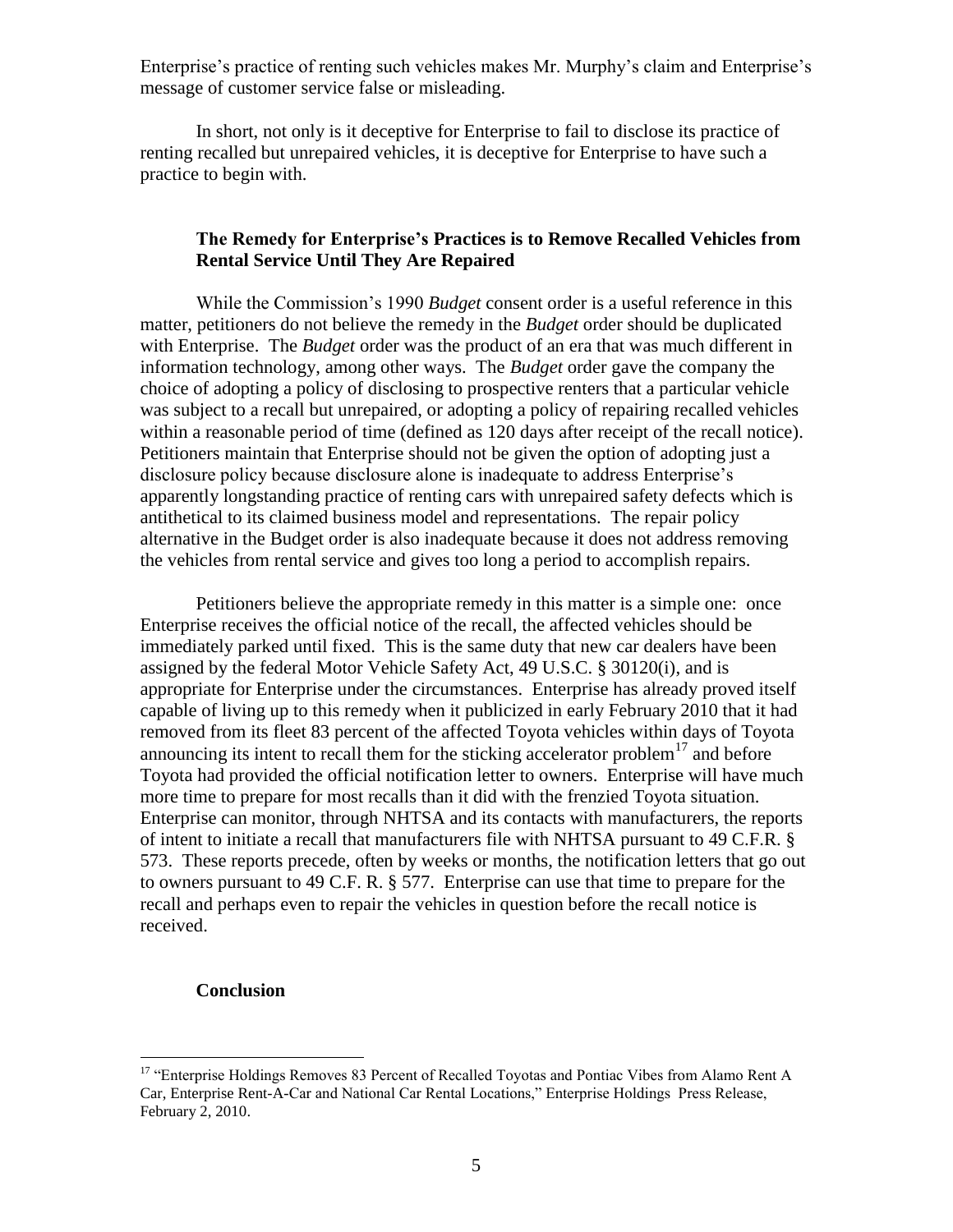Enterprise's practice of renting such vehicles makes Mr. Murphy's claim and Enterprise's message of customer service false or misleading.

In short, not only is it deceptive for Enterprise to fail to disclose its practice of renting recalled but unrepaired vehicles, it is deceptive for Enterprise to have such a practice to begin with.

### The Remedy for Enterprise's Practices is to Remove Recalled Vehicles from Rental Service Until They Are Repaired

While the Commission's 1990 *Budget* consent order is a useful reference in this matter, petitioners do not believe the remedy in the *Budget* order should be duplicated with Enterprise. The *Budget* order was the product of an era that was much different in information technology, among other ways. The *Budget* order gave the company the choice of adopting a policy of disclosing to prospective renters that a particular vehicle was subject to a recall but unrepaired, or adopting a policy of repairing recalled vehicles within a reasonable period of time (defined as 120 days after receipt of the recall notice). Petitioners maintain that Enterprise should not be given the option of adopting just a disclosure policy because disclosure alone is inadequate to address Enterprise's apparently longstanding practice of renting cars with unrepaired safety defects which is antithetical to its claimed business model and representations. The repair policy alternative in the Budget order is also inadequate because it does not address removing the vehicles from rental service and gives too long a period to accomplish repairs.

Petitioners believe the appropriate remedy in this matter is a simple one: once Enterprise receives the official notice of the recall, the affected vehicles should be immediately parked until fixed. This is the same duty that new car dealers have been assigned by the federal Motor Vehicle Safety Act, 49 U.S.C. § 30120(i), and is appropriate for Enterprise under the circumstances. Enterprise has already proved itself capable of living up to this remedy when it publicized in early February 2010 that it had removed from its fleet 83 percent of the affected Toyota vehicles within days of Toyota announcing its intent to recall them for the sticking accelerator problem[17] and before Toyota had provided the official notification letter to owners. Enterprise will have much more time to prepare for most recalls than it did with the frenzied Toyota situation. Enterprise can monitor, through NHTSA and its contacts with manufacturers, the reports of intent to initiate a recall that manufacturers file with NHTSA pursuant to 49 C.F.R. § 573. These reports precede, often by weeks or months, the notification letters that go out to owners pursuant to 49 C.F. R. § 577. Enterprise can use that time to prepare for the recall and perhaps even to repair the vehicles in question before the recall notice is received.

### Conclusion

---

[17] "Enterprise Holdings Removes 83 Percent of Recalled Toyotas and Pontiac Vibes from Alamo Rent A Car, Enterprise Rent-A-Car and National Car Rental Locations," Enterprise Holdings Press Release, February 2, 2010.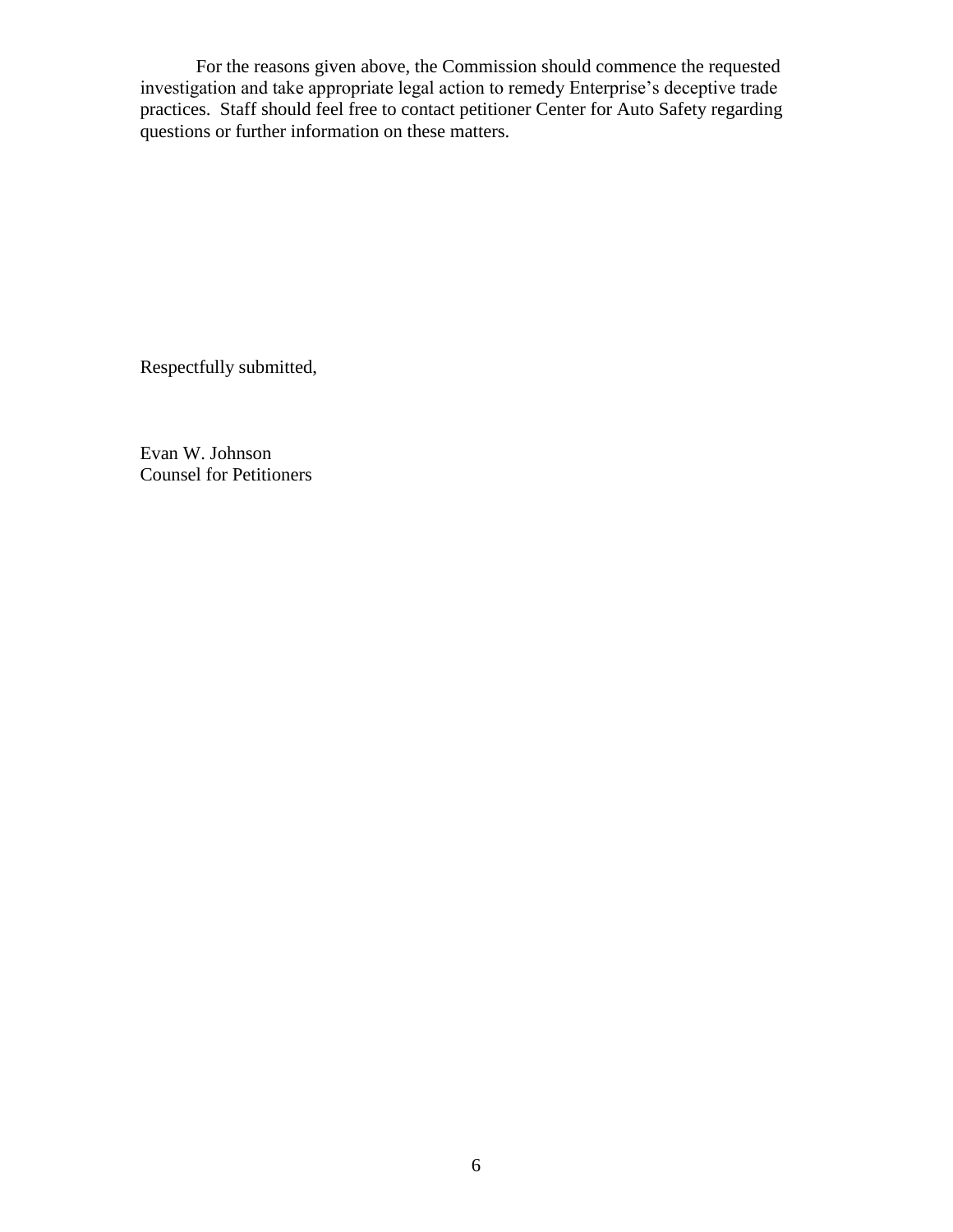For the reasons given above, the Commission should commence the requested investigation and take appropriate legal action to remedy Enterprise's deceptive trade practices. Staff should feel free to contact petitioner Center for Auto Safety regarding questions or further information on these matters.

Respectfully submitted,

Evan W. Johnson
Counsel for Petitioners